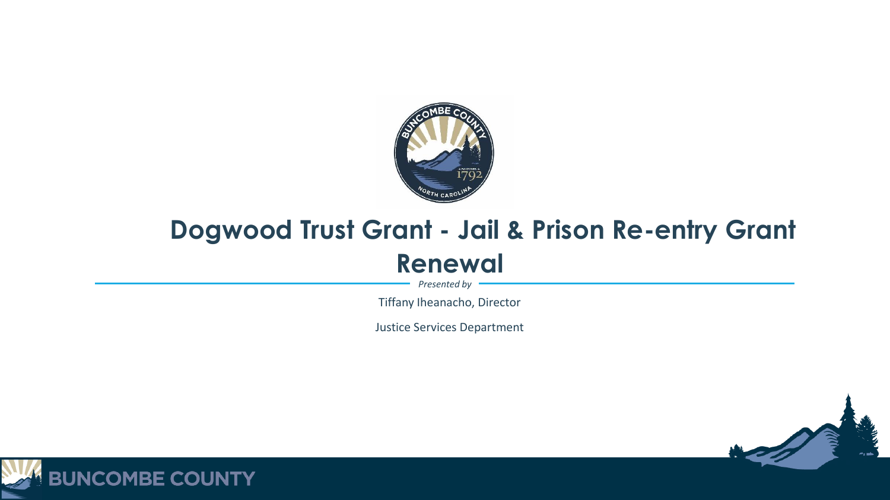# Dogwood Trust Grant - Jail & Prison Re-entry Grant Renewal

*Presented by*

Tiffany Iheanacho, Director

Justice Services Department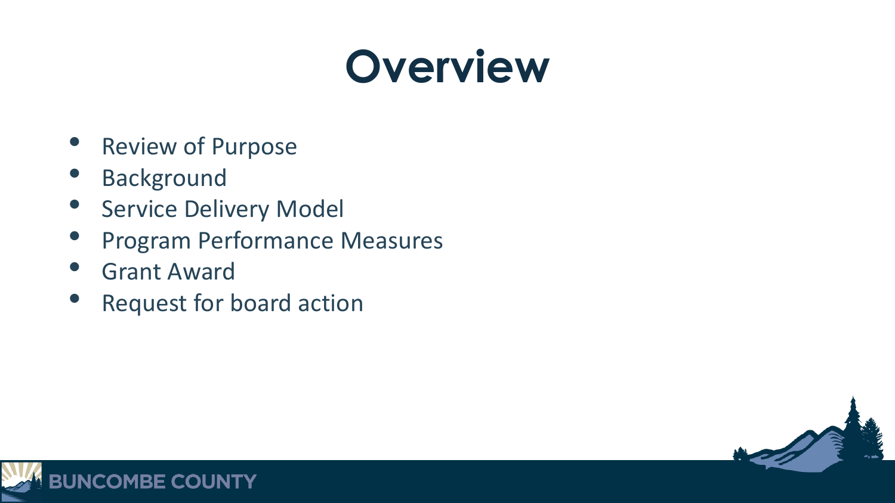# Overview

- Review of Purpose
- Background
- Service Delivery Model
- Program Performance Measures
- Grant Award
- Request for board action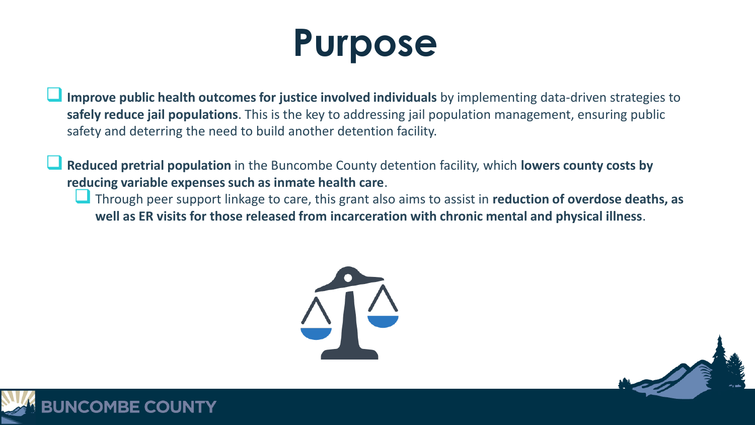# Purpose

- **Improve public health outcomes for justice involved individuals** by implementing data-driven strategies to **safely reduce jail populations**. This is the key to addressing jail population management, ensuring public safety and deterring the need to build another detention facility.

- **Reduced pretrial population** in the Buncombe County detention facility, which **lowers county costs by reducing variable expenses such as inmate health care**.
  - Through peer support linkage to care, this grant also aims to assist in **reduction of overdose deaths, as well as ER visits for those released from incarceration with chronic mental and physical illness**.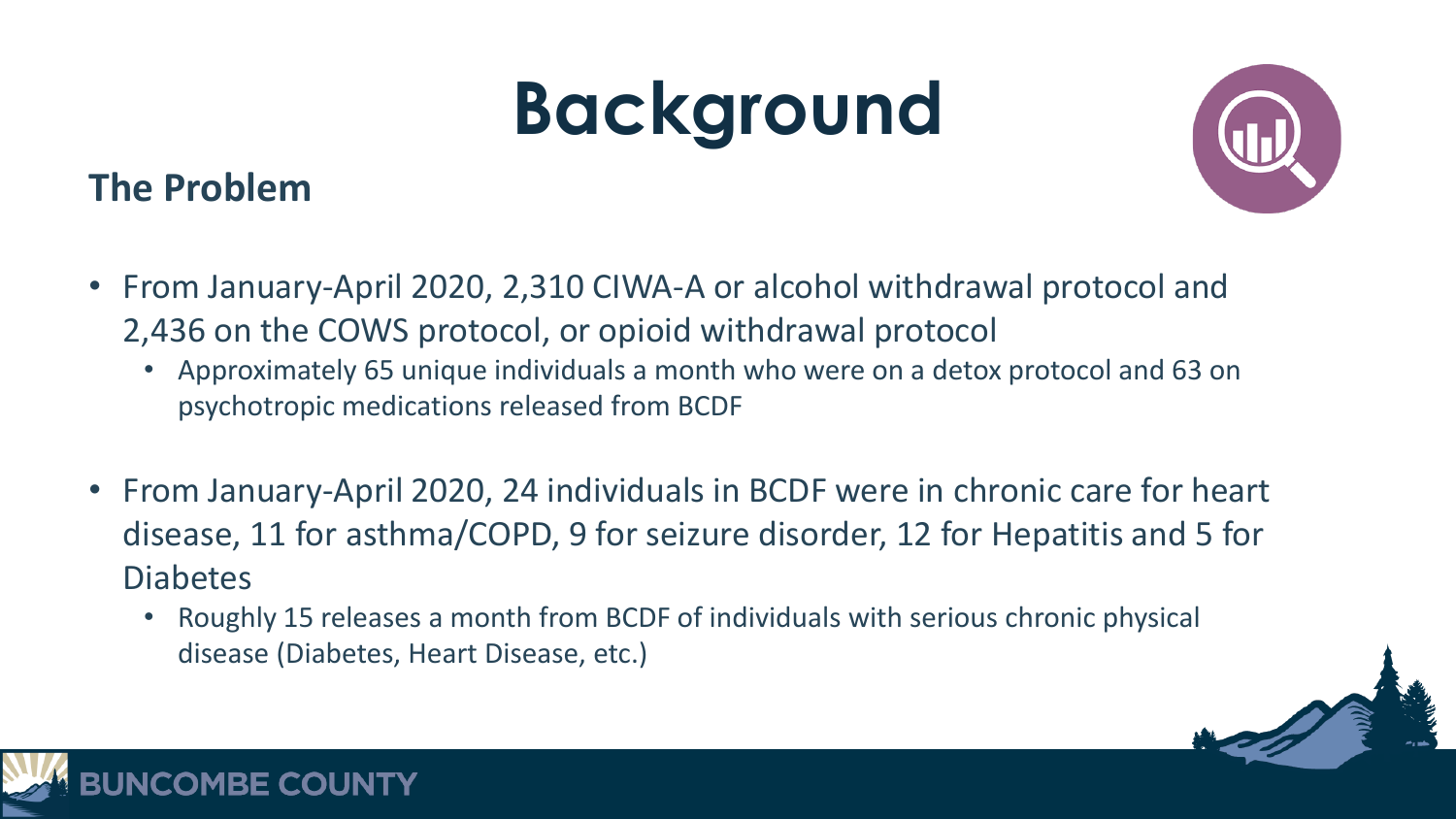# Background

## The Problem

- From January-April 2020, 2,310 CIWA-A or alcohol withdrawal protocol and 2,436 on the COWS protocol, or opioid withdrawal protocol
  - Approximately 65 unique individuals a month who were on a detox protocol and 63 on psychotropic medications released from BCDF
- From January-April 2020, 24 individuals in BCDF were in chronic care for heart disease, 11 for asthma/COPD, 9 for seizure disorder, 12 for Hepatitis and 5 for Diabetes
  - Roughly 15 releases a month from BCDF of individuals with serious chronic physical disease (Diabetes, Heart Disease, etc.)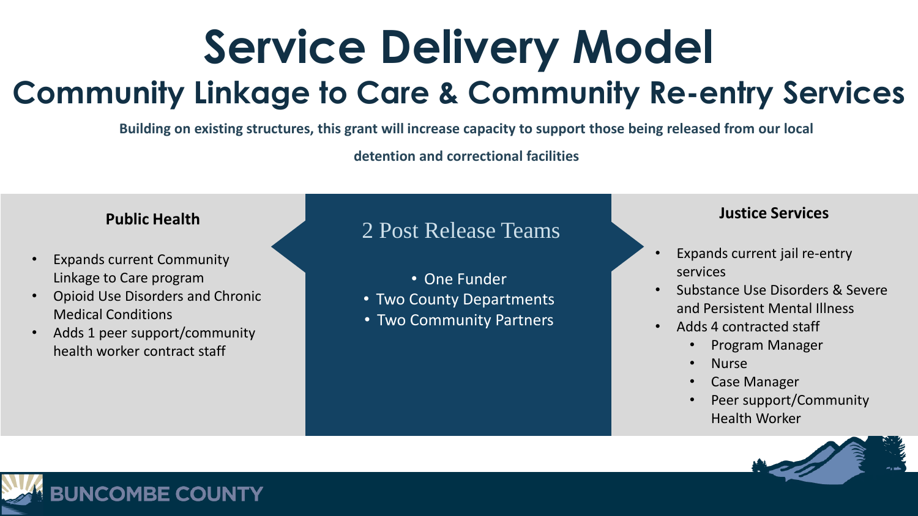# Service Delivery Model

## Community Linkage to Care & Community Re-entry Services

**Building on existing structures, this grant will increase capacity to support those being released from our local detention and correctional facilities**

### Public Health

- Expands current Community Linkage to Care program
- Opioid Use Disorders and Chronic Medical Conditions
- Adds 1 peer support/community health worker contract staff

### 2 Post Release Teams

- One Funder
- Two County Departments
- Two Community Partners

### Justice Services

- Expands current jail re-entry services
- Substance Use Disorders & Severe and Persistent Mental Illness
- Adds 4 contracted staff
  - Program Manager
  - Nurse
  - Case Manager
  - Peer support/Community Health Worker

BUNCOMBE COUNTY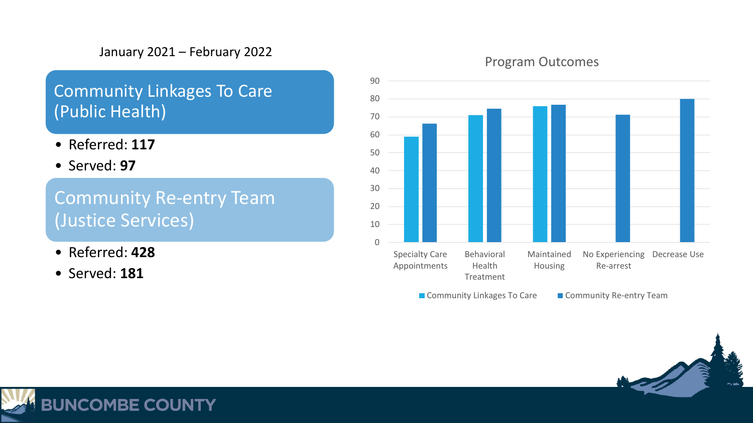January 2021 – February 2022

## Community Linkages To Care (Public Health)

- Referred: **117**
- Served: **97**

## Community Re-entry Team (Justice Services)

- Referred: **428**
- Served: **181**

### Program Outcomes

| | Community Linkages To Care | Community Re-entry Team |
|---|---|---|
| Specialty Care Appointments | 59 | 66 |
| Behavioral Health Treatment | 71 | 75 |
| Maintained Housing | 76 | 77 |
| No Experiencing Re-arrest | | 71 |
| Decrease Use | | 80 |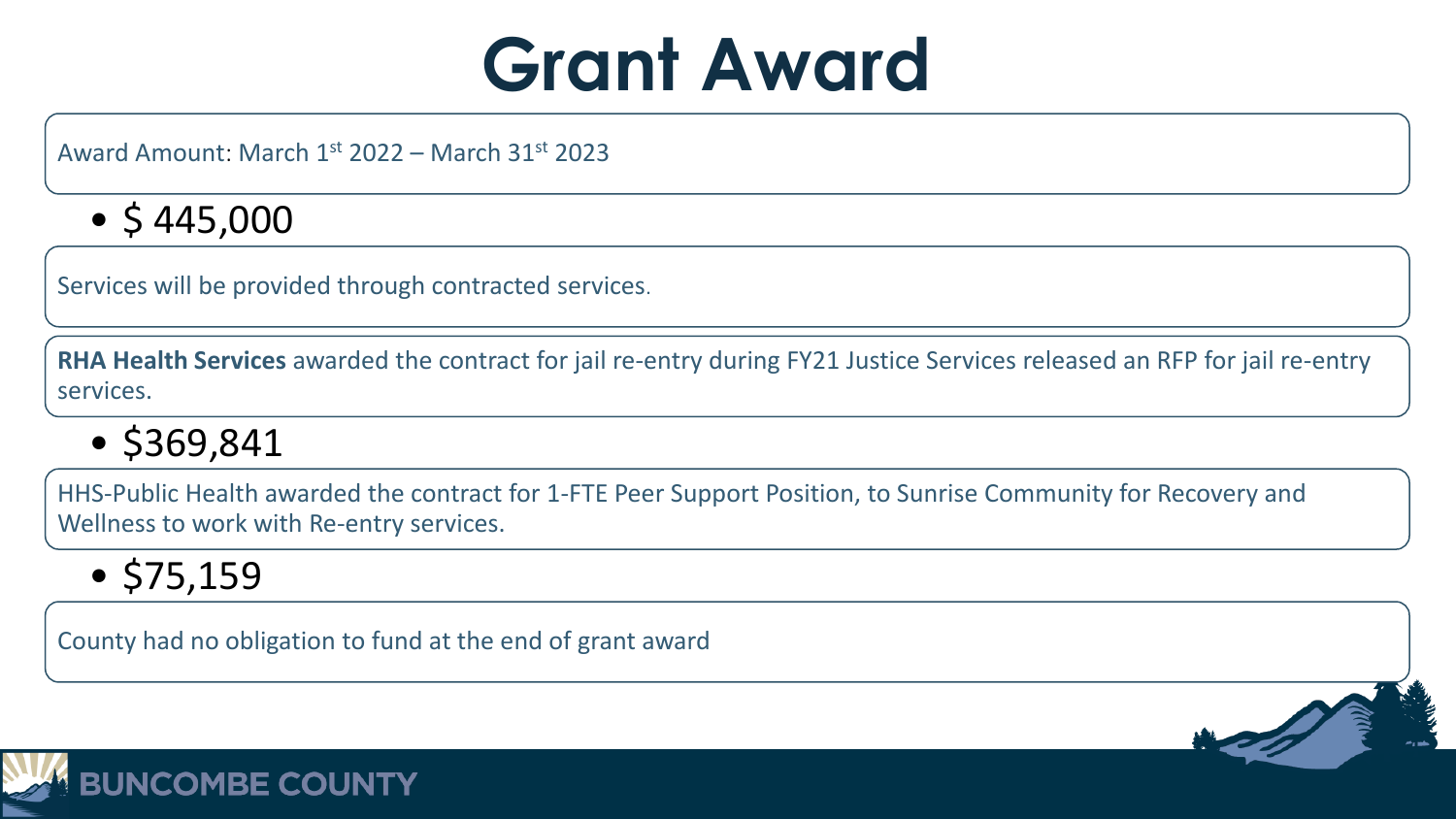# Grant Award

Award Amount: March 1st 2022 – March 31st 2023

- $ 445,000

Services will be provided through contracted services.

**RHA Health Services** awarded the contract for jail re-entry during FY21 Justice Services released an RFP for jail re-entry services.

- $369,841

HHS-Public Health awarded the contract for 1-FTE Peer Support Position, to Sunrise Community for Recovery and Wellness to work with Re-entry services.

- $75,159

County had no obligation to fund at the end of grant award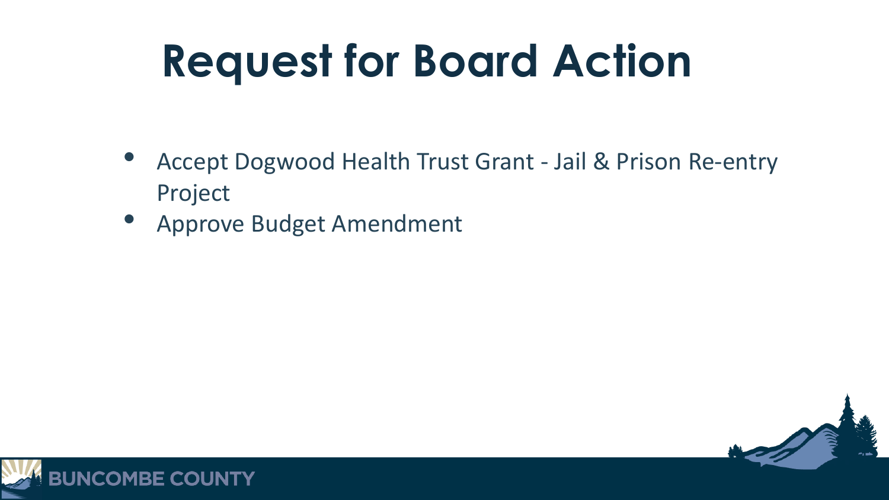# Request for Board Action

- Accept Dogwood Health Trust Grant - Jail & Prison Re-entry Project
- Approve Budget Amendment